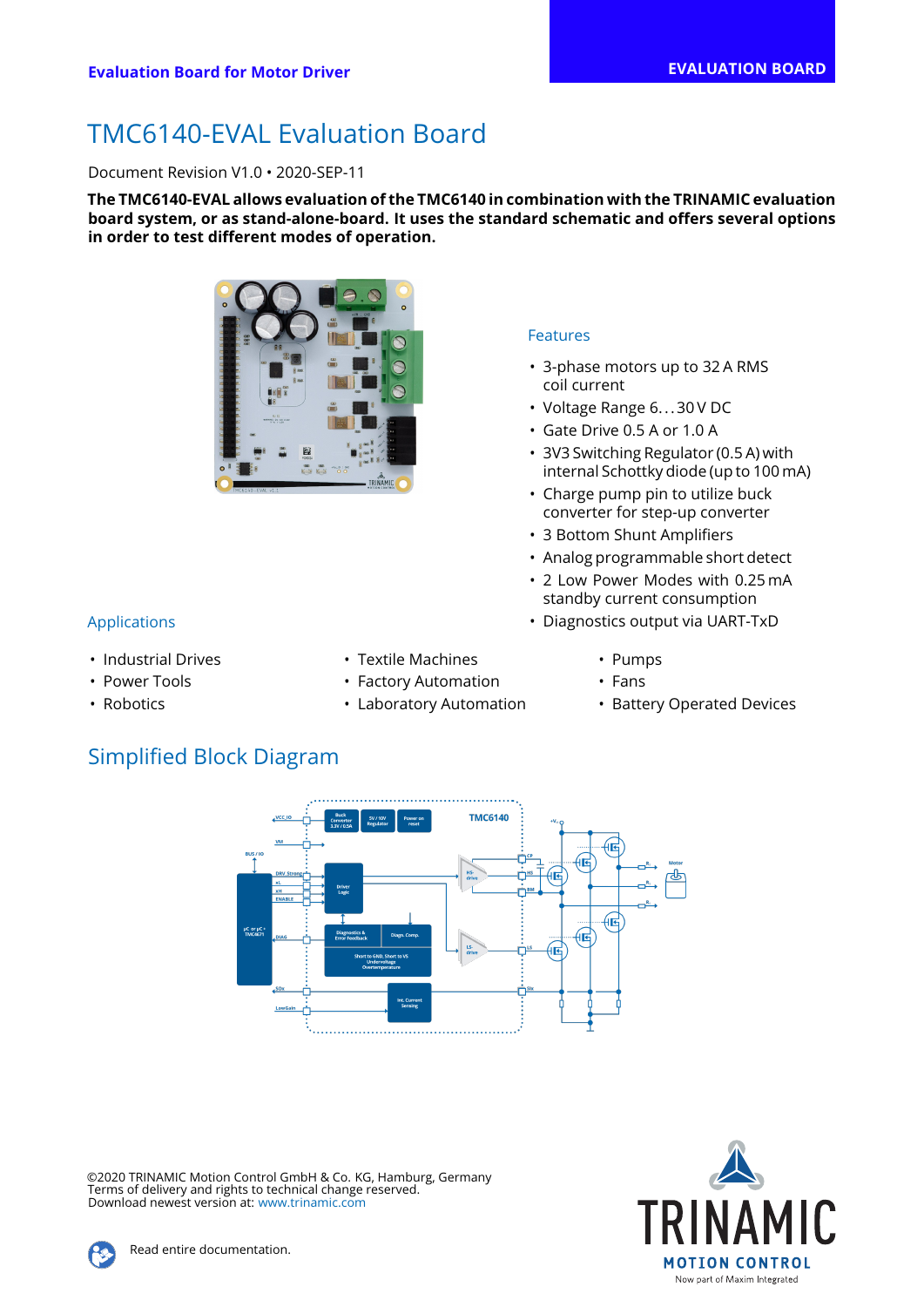Evaluation Board for Motor Driver

EVALUATION BOARD

# TMC6140-EVAL Evaluation Board

Document Revision V1.0 • 2020-SEP-11

**The TMC6140-EVAL allows evaluation of the TMC6140 in combination with the TRINAMIC evaluation board system, or as stand-alone-board. It uses the standard schematic and offers several options in order to test different modes of operation.**

## Features

- 3-phase motors up to 32 A RMS coil current
- Voltage Range 6. . . 30 V DC
- Gate Drive 0.5 A or 1.0 A
- 3V3 Switching Regulator (0.5 A) with internal Schottky diode (up to 100 mA)
- Charge pump pin to utilize buck converter for step-up converter
- 3 Bottom Shunt Amplifiers
- Analog programmable short detect
- 2 Low Power Modes with 0.25 mA standby current consumption
- Diagnostics output via UART-TxD

## Applications

- Industrial Drives
- Power Tools
- Robotics
- Textile Machines
- Factory Automation
- Laboratory Automation
- Pumps
- Fans
- Battery Operated Devices

## Simplified Block Diagram

©2020 TRINAMIC Motion Control GmbH & Co. KG, Hamburg, Germany
Terms of delivery and rights to technical change reserved.
Download newest version at: www.trinamic.com

Read entire documentation.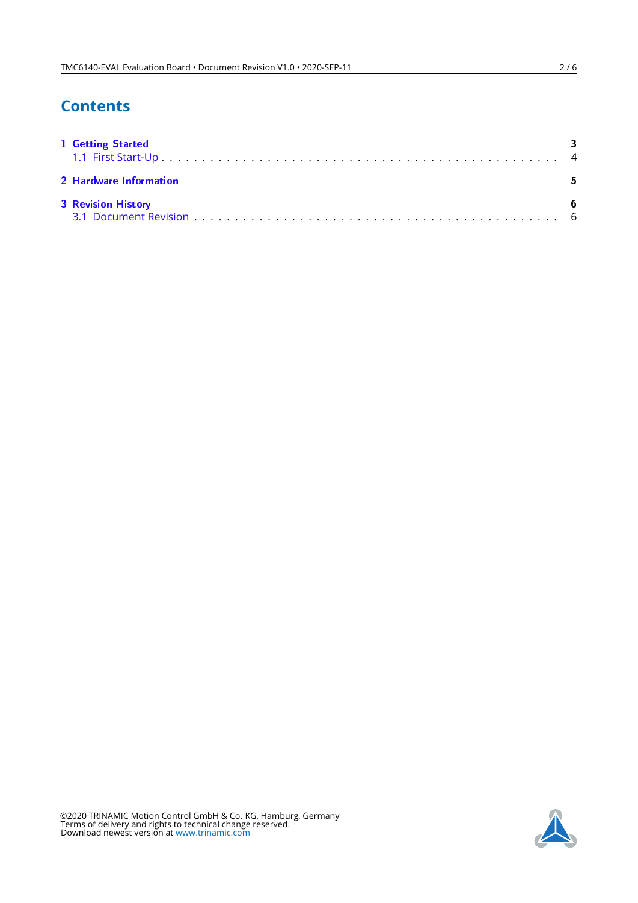# Contents

1 Getting Started ... 3
   1.1 First Start-Up ... 4

2 Hardware Information ... 5

3 Revision History ... 6
   3.1 Document Revision ... 6

©2020 TRINAMIC Motion Control GmbH & Co. KG, Hamburg, Germany
Terms of delivery and rights to technical change reserved.
Download newest version at www.trinamic.com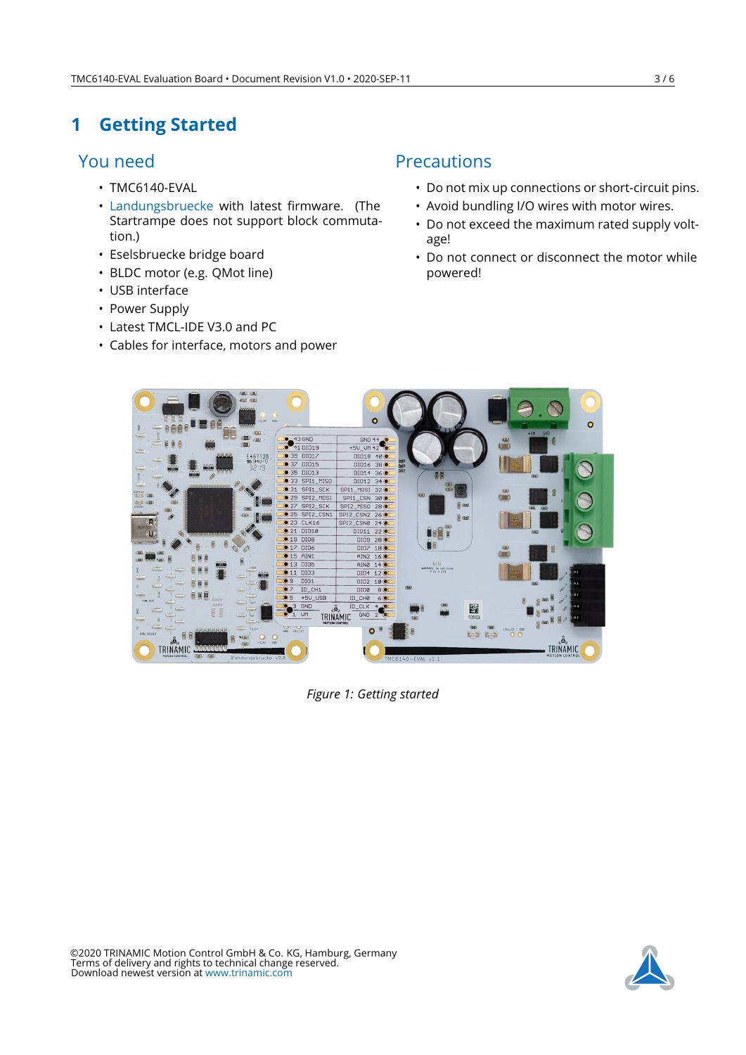# 1 Getting Started

## You need

- TMC6140-EVAL
- Landungsbruecke with latest firmware. (The Startrampe does not support block commutation.)
- Eselsbruecke bridge board
- BLDC motor (e.g. QMot line)
- USB interface
- Power Supply
- Latest TMCL-IDE V3.0 and PC
- Cables for interface, motors and power

## Precautions

- Do not mix up connections or short-circuit pins.
- Avoid bundling I/O wires with motor wires.
- Do not exceed the maximum rated supply voltage!
- Do not connect or disconnect the motor while powered!

*Figure 1: Getting started*

©2020 TRINAMIC Motion Control GmbH & Co. KG, Hamburg, Germany
Terms of delivery and rights to technical change reserved.
Download newest version at www.trinamic.com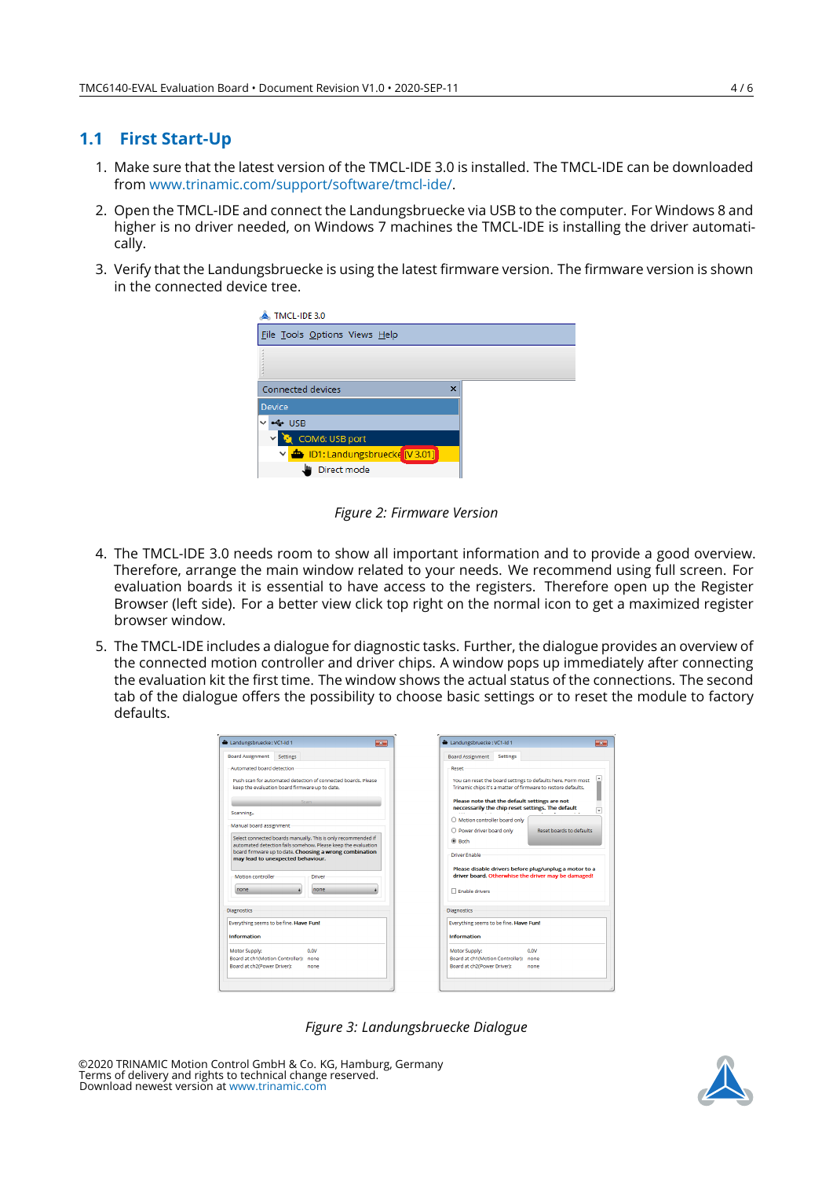## 1.1 First Start-Up

1. Make sure that the latest version of the TMCL-IDE 3.0 is installed. The TMCL-IDE can be downloaded from www.trinamic.com/support/software/tmcl-ide/.
2. Open the TMCL-IDE and connect the Landungsbruecke via USB to the computer. For Windows 8 and higher is no driver needed, on Windows 7 machines the TMCL-IDE is installing the driver automatically.
3. Verify that the Landungsbruecke is using the latest firmware version. The firmware version is shown in the connected device tree.

*Figure 2: Firmware Version*

4. The TMCL-IDE 3.0 needs room to show all important information and to provide a good overview. Therefore, arrange the main window related to your needs. We recommend using full screen. For evaluation boards it is essential to have access to the registers. Therefore open up the Register Browser (left side). For a better view click top right on the normal icon to get a maximized register browser window.
5. The TMCL-IDE includes a dialogue for diagnostic tasks. Further, the dialogue provides an overview of the connected motion controller and driver chips. A window pops up immediately after connecting the evaluation kit the first time. The window shows the actual status of the connections. The second tab of the dialogue offers the possibility to choose basic settings or to reset the module to factory defaults.

*Figure 3: Landungsbruecke Dialogue*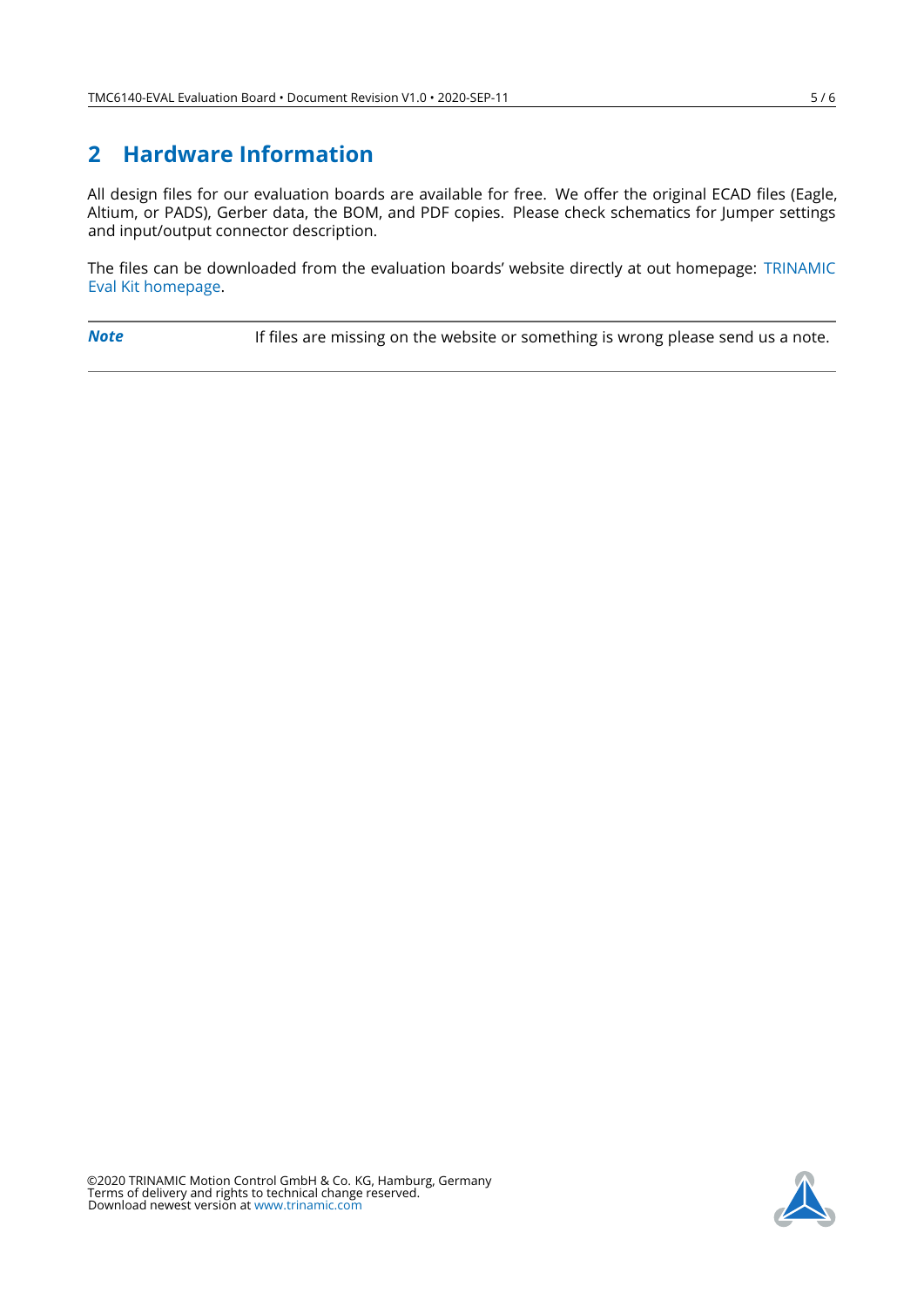# 2 Hardware Information

All design files for our evaluation boards are available for free. We offer the original ECAD files (Eagle, Altium, or PADS), Gerber data, the BOM, and PDF copies. Please check schematics for Jumper settings and input/output connector description.

The files can be downloaded from the evaluation boards' website directly at out homepage: TRINAMIC Eval Kit homepage.

| ***Note*** | If files are missing on the website or something is wrong please send us a note. |
|---|---|

©2020 TRINAMIC Motion Control GmbH & Co. KG, Hamburg, Germany
Terms of delivery and rights to technical change reserved.
Download newest version at www.trinamic.com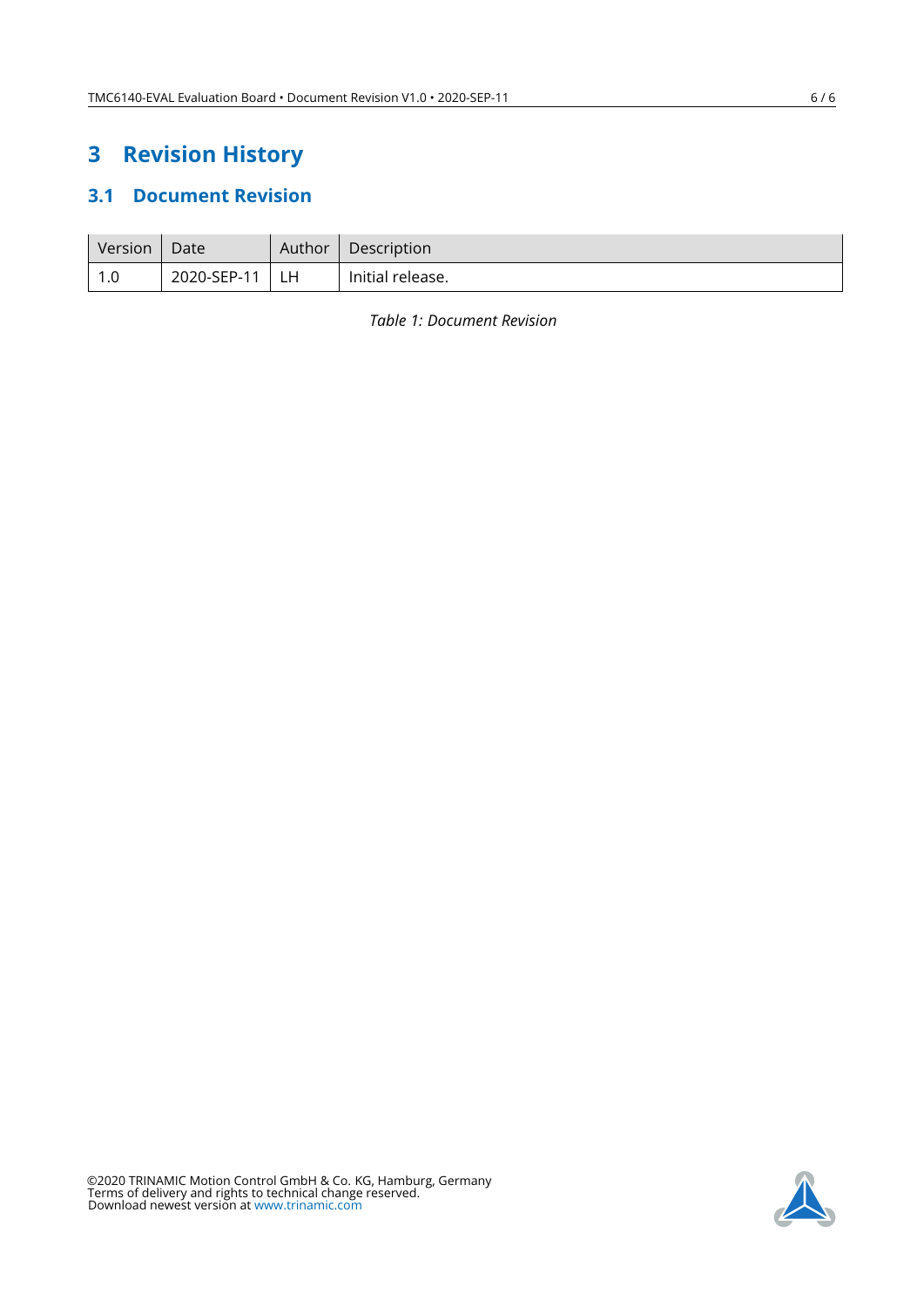# 3 Revision History

## 3.1 Document Revision

| Version | Date | Author | Description |
|---|---|---|---|
| 1.0 | 2020-SEP-11 | LH | Initial release. |

*Table 1: Document Revision*

©2020 TRINAMIC Motion Control GmbH & Co. KG, Hamburg, Germany
Terms of delivery and rights to technical change reserved.
Download newest version at www.trinamic.com